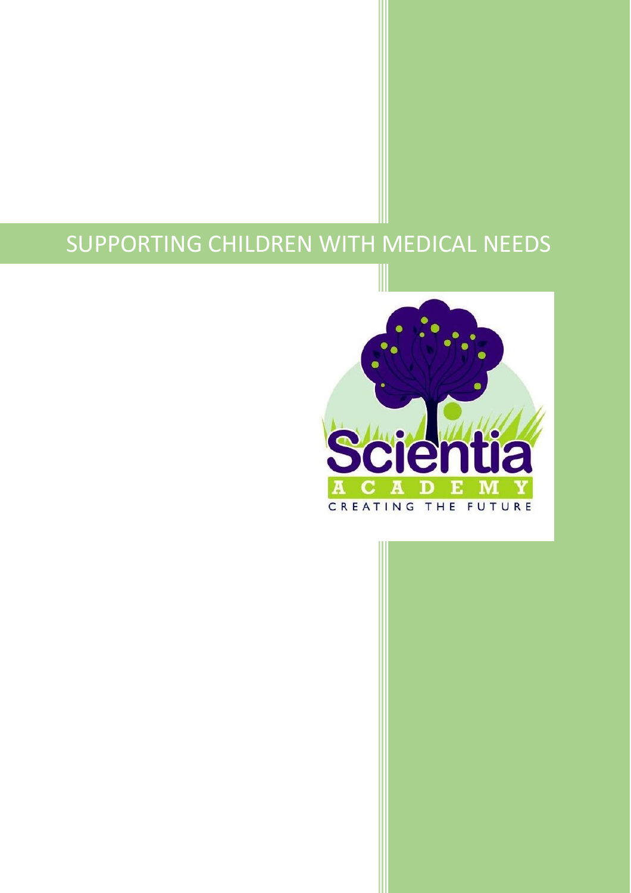# SUPPORTING CHILDREN WITH MEDICAL NEEDS

Scientia

ACADEMY

CREATING THE FUTURE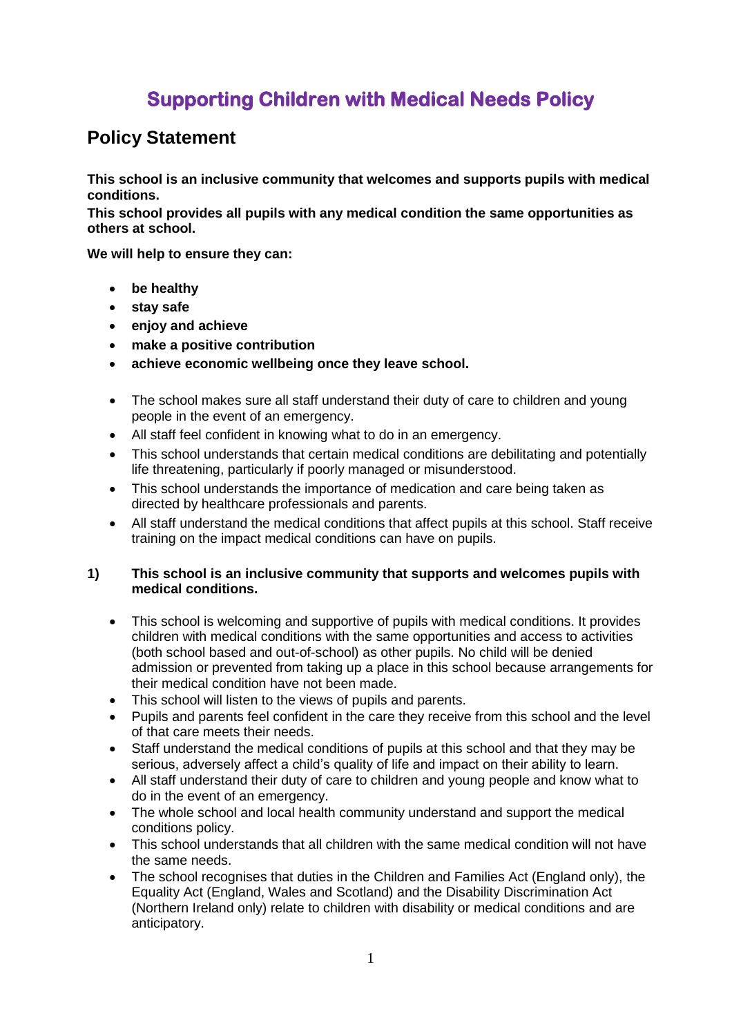# Supporting Children with Medical Needs Policy

## Policy Statement

**This school is an inclusive community that welcomes and supports pupils with medical conditions.**
**This school provides all pupils with any medical condition the same opportunities as others at school.**

**We will help to ensure they can:**

- **be healthy**
- **stay safe**
- **enjoy and achieve**
- **make a positive contribution**
- **achieve economic wellbeing once they leave school.**

- The school makes sure all staff understand their duty of care to children and young people in the event of an emergency.
- All staff feel confident in knowing what to do in an emergency.
- This school understands that certain medical conditions are debilitating and potentially life threatening, particularly if poorly managed or misunderstood.
- This school understands the importance of medication and care being taken as directed by healthcare professionals and parents.
- All staff understand the medical conditions that affect pupils at this school. Staff receive training on the impact medical conditions can have on pupils.

**1) This school is an inclusive community that supports and welcomes pupils with medical conditions.**

- This school is welcoming and supportive of pupils with medical conditions. It provides children with medical conditions with the same opportunities and access to activities (both school based and out-of-school) as other pupils. No child will be denied admission or prevented from taking up a place in this school because arrangements for their medical condition have not been made.
- This school will listen to the views of pupils and parents.
- Pupils and parents feel confident in the care they receive from this school and the level of that care meets their needs.
- Staff understand the medical conditions of pupils at this school and that they may be serious, adversely affect a child's quality of life and impact on their ability to learn.
- All staff understand their duty of care to children and young people and know what to do in the event of an emergency.
- The whole school and local health community understand and support the medical conditions policy.
- This school understands that all children with the same medical condition will not have the same needs.
- The school recognises that duties in the Children and Families Act (England only), the Equality Act (England, Wales and Scotland) and the Disability Discrimination Act (Northern Ireland only) relate to children with disability or medical conditions and are anticipatory.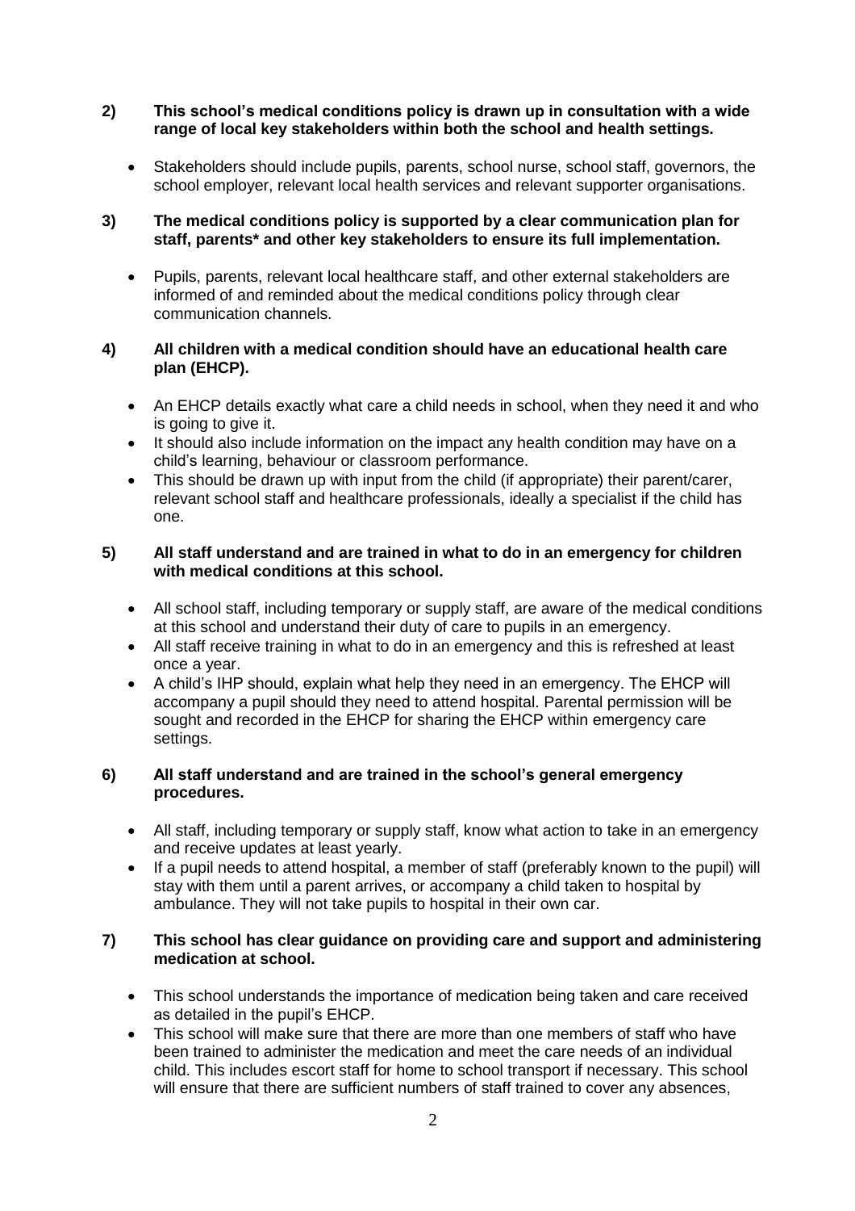**2) This school's medical conditions policy is drawn up in consultation with a wide range of local key stakeholders within both the school and health settings.**

- Stakeholders should include pupils, parents, school nurse, school staff, governors, the school employer, relevant local health services and relevant supporter organisations.

**3) The medical conditions policy is supported by a clear communication plan for staff, parents* and other key stakeholders to ensure its full implementation.**

- Pupils, parents, relevant local healthcare staff, and other external stakeholders are informed of and reminded about the medical conditions policy through clear communication channels.

**4) All children with a medical condition should have an educational health care plan (EHCP).**

- An EHCP details exactly what care a child needs in school, when they need it and who is going to give it.
- It should also include information on the impact any health condition may have on a child's learning, behaviour or classroom performance.
- This should be drawn up with input from the child (if appropriate) their parent/carer, relevant school staff and healthcare professionals, ideally a specialist if the child has one.

**5) All staff understand and are trained in what to do in an emergency for children with medical conditions at this school.**

- All school staff, including temporary or supply staff, are aware of the medical conditions at this school and understand their duty of care to pupils in an emergency.
- All staff receive training in what to do in an emergency and this is refreshed at least once a year.
- A child's IHP should, explain what help they need in an emergency. The EHCP will accompany a pupil should they need to attend hospital. Parental permission will be sought and recorded in the EHCP for sharing the EHCP within emergency care settings.

**6) All staff understand and are trained in the school's general emergency procedures.**

- All staff, including temporary or supply staff, know what action to take in an emergency and receive updates at least yearly.
- If a pupil needs to attend hospital, a member of staff (preferably known to the pupil) will stay with them until a parent arrives, or accompany a child taken to hospital by ambulance. They will not take pupils to hospital in their own car.

**7) This school has clear guidance on providing care and support and administering medication at school.**

- This school understands the importance of medication being taken and care received as detailed in the pupil's EHCP.
- This school will make sure that there are more than one members of staff who have been trained to administer the medication and meet the care needs of an individual child. This includes escort staff for home to school transport if necessary. This school will ensure that there are sufficient numbers of staff trained to cover any absences,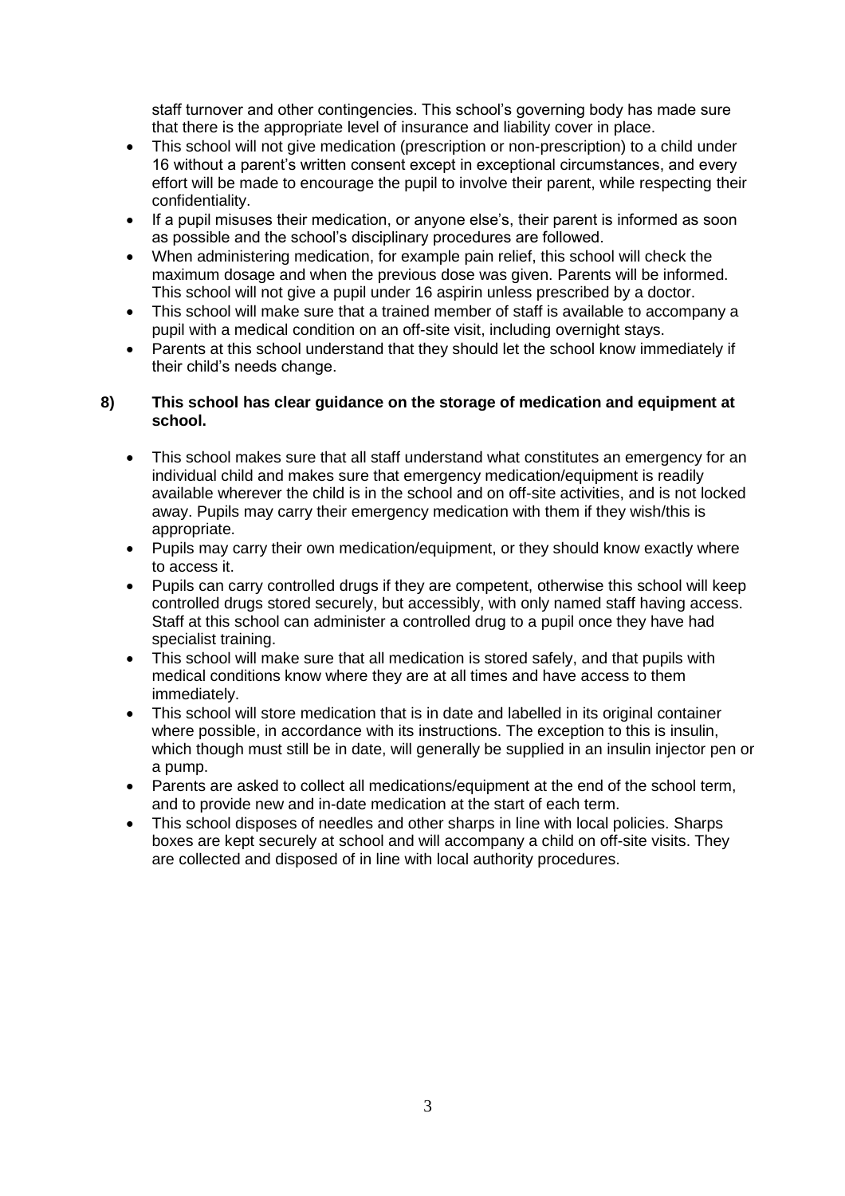staff turnover and other contingencies. This school's governing body has made sure that there is the appropriate level of insurance and liability cover in place.

- This school will not give medication (prescription or non-prescription) to a child under 16 without a parent's written consent except in exceptional circumstances, and every effort will be made to encourage the pupil to involve their parent, while respecting their confidentiality.
- If a pupil misuses their medication, or anyone else's, their parent is informed as soon as possible and the school's disciplinary procedures are followed.
- When administering medication, for example pain relief, this school will check the maximum dosage and when the previous dose was given. Parents will be informed. This school will not give a pupil under 16 aspirin unless prescribed by a doctor.
- This school will make sure that a trained member of staff is available to accompany a pupil with a medical condition on an off-site visit, including overnight stays.
- Parents at this school understand that they should let the school know immediately if their child's needs change.

**8) This school has clear guidance on the storage of medication and equipment at school.**

- This school makes sure that all staff understand what constitutes an emergency for an individual child and makes sure that emergency medication/equipment is readily available wherever the child is in the school and on off-site activities, and is not locked away. Pupils may carry their emergency medication with them if they wish/this is appropriate.
- Pupils may carry their own medication/equipment, or they should know exactly where to access it.
- Pupils can carry controlled drugs if they are competent, otherwise this school will keep controlled drugs stored securely, but accessibly, with only named staff having access. Staff at this school can administer a controlled drug to a pupil once they have had specialist training.
- This school will make sure that all medication is stored safely, and that pupils with medical conditions know where they are at all times and have access to them immediately.
- This school will store medication that is in date and labelled in its original container where possible, in accordance with its instructions. The exception to this is insulin, which though must still be in date, will generally be supplied in an insulin injector pen or a pump.
- Parents are asked to collect all medications/equipment at the end of the school term, and to provide new and in-date medication at the start of each term.
- This school disposes of needles and other sharps in line with local policies. Sharps boxes are kept securely at school and will accompany a child on off-site visits. They are collected and disposed of in line with local authority procedures.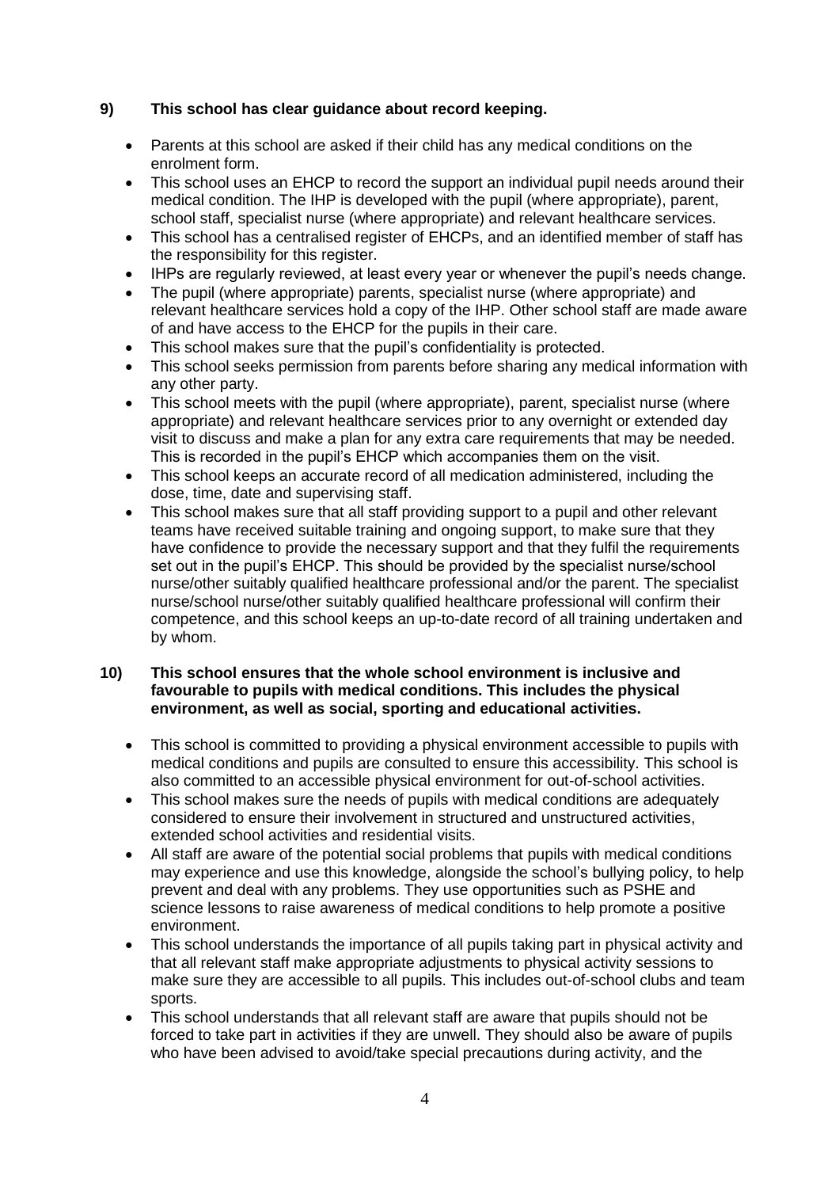**9) This school has clear guidance about record keeping.**

- Parents at this school are asked if their child has any medical conditions on the enrolment form.
- This school uses an EHCP to record the support an individual pupil needs around their medical condition. The IHP is developed with the pupil (where appropriate), parent, school staff, specialist nurse (where appropriate) and relevant healthcare services.
- This school has a centralised register of EHCPs, and an identified member of staff has the responsibility for this register.
- IHPs are regularly reviewed, at least every year or whenever the pupil's needs change.
- The pupil (where appropriate) parents, specialist nurse (where appropriate) and relevant healthcare services hold a copy of the IHP. Other school staff are made aware of and have access to the EHCP for the pupils in their care.
- This school makes sure that the pupil's confidentiality is protected.
- This school seeks permission from parents before sharing any medical information with any other party.
- This school meets with the pupil (where appropriate), parent, specialist nurse (where appropriate) and relevant healthcare services prior to any overnight or extended day visit to discuss and make a plan for any extra care requirements that may be needed. This is recorded in the pupil's EHCP which accompanies them on the visit.
- This school keeps an accurate record of all medication administered, including the dose, time, date and supervising staff.
- This school makes sure that all staff providing support to a pupil and other relevant teams have received suitable training and ongoing support, to make sure that they have confidence to provide the necessary support and that they fulfil the requirements set out in the pupil's EHCP. This should be provided by the specialist nurse/school nurse/other suitably qualified healthcare professional and/or the parent. The specialist nurse/school nurse/other suitably qualified healthcare professional will confirm their competence, and this school keeps an up-to-date record of all training undertaken and by whom.

**10) This school ensures that the whole school environment is inclusive and favourable to pupils with medical conditions. This includes the physical environment, as well as social, sporting and educational activities.**

- This school is committed to providing a physical environment accessible to pupils with medical conditions and pupils are consulted to ensure this accessibility. This school is also committed to an accessible physical environment for out-of-school activities.
- This school makes sure the needs of pupils with medical conditions are adequately considered to ensure their involvement in structured and unstructured activities, extended school activities and residential visits.
- All staff are aware of the potential social problems that pupils with medical conditions may experience and use this knowledge, alongside the school's bullying policy, to help prevent and deal with any problems. They use opportunities such as PSHE and science lessons to raise awareness of medical conditions to help promote a positive environment.
- This school understands the importance of all pupils taking part in physical activity and that all relevant staff make appropriate adjustments to physical activity sessions to make sure they are accessible to all pupils. This includes out-of-school clubs and team sports.
- This school understands that all relevant staff are aware that pupils should not be forced to take part in activities if they are unwell. They should also be aware of pupils who have been advised to avoid/take special precautions during activity, and the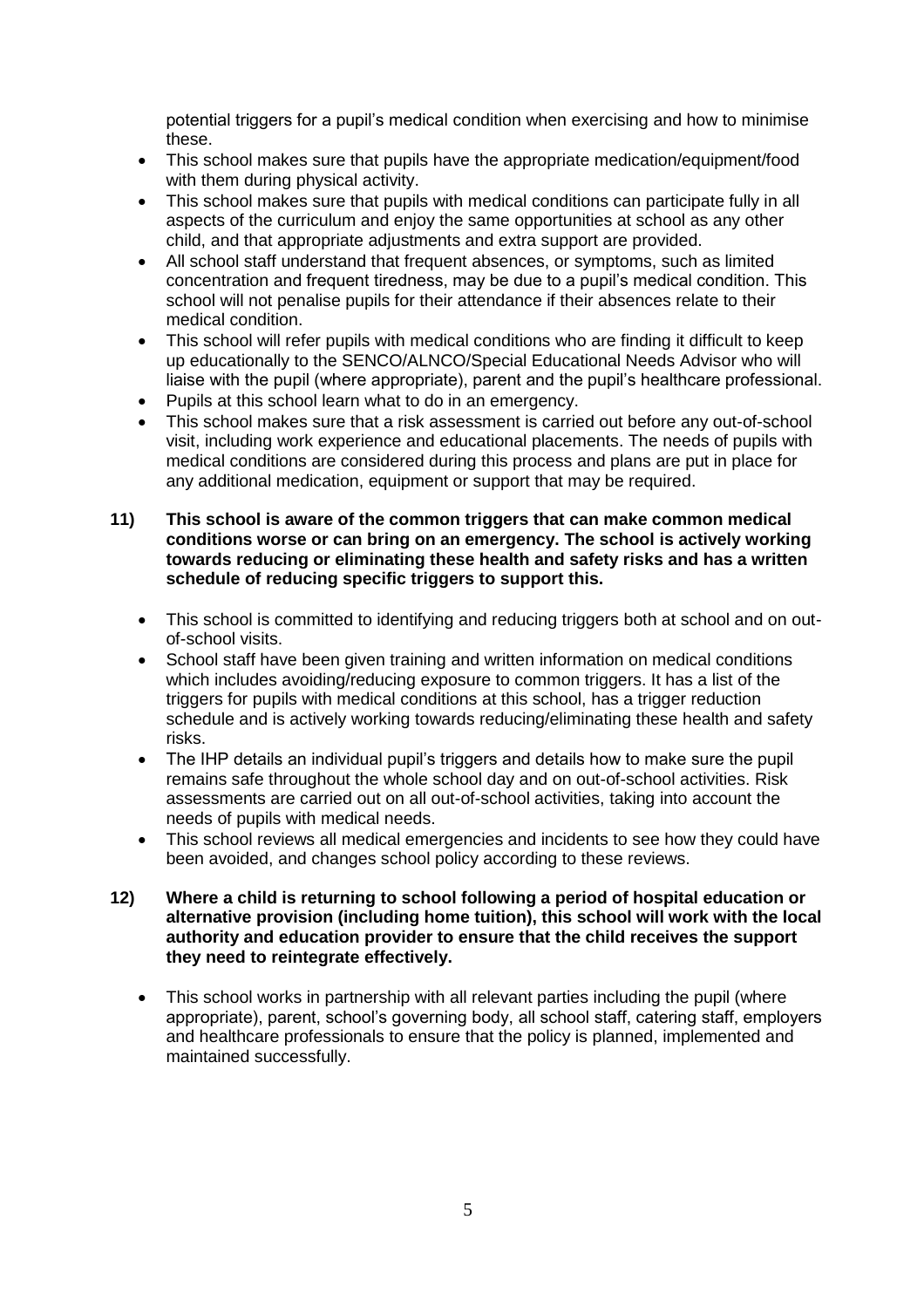potential triggers for a pupil's medical condition when exercising and how to minimise these.

- This school makes sure that pupils have the appropriate medication/equipment/food with them during physical activity.
- This school makes sure that pupils with medical conditions can participate fully in all aspects of the curriculum and enjoy the same opportunities at school as any other child, and that appropriate adjustments and extra support are provided.
- All school staff understand that frequent absences, or symptoms, such as limited concentration and frequent tiredness, may be due to a pupil's medical condition. This school will not penalise pupils for their attendance if their absences relate to their medical condition.
- This school will refer pupils with medical conditions who are finding it difficult to keep up educationally to the SENCO/ALNCO/Special Educational Needs Advisor who will liaise with the pupil (where appropriate), parent and the pupil's healthcare professional.
- Pupils at this school learn what to do in an emergency.
- This school makes sure that a risk assessment is carried out before any out-of-school visit, including work experience and educational placements. The needs of pupils with medical conditions are considered during this process and plans are put in place for any additional medication, equipment or support that may be required.

**11) This school is aware of the common triggers that can make common medical conditions worse or can bring on an emergency. The school is actively working towards reducing or eliminating these health and safety risks and has a written schedule of reducing specific triggers to support this.**

- This school is committed to identifying and reducing triggers both at school and on out-of-school visits.
- School staff have been given training and written information on medical conditions which includes avoiding/reducing exposure to common triggers. It has a list of the triggers for pupils with medical conditions at this school, has a trigger reduction schedule and is actively working towards reducing/eliminating these health and safety risks.
- The IHP details an individual pupil's triggers and details how to make sure the pupil remains safe throughout the whole school day and on out-of-school activities. Risk assessments are carried out on all out-of-school activities, taking into account the needs of pupils with medical needs.
- This school reviews all medical emergencies and incidents to see how they could have been avoided, and changes school policy according to these reviews.

**12) Where a child is returning to school following a period of hospital education or alternative provision (including home tuition), this school will work with the local authority and education provider to ensure that the child receives the support they need to reintegrate effectively.**

- This school works in partnership with all relevant parties including the pupil (where appropriate), parent, school's governing body, all school staff, catering staff, employers and healthcare professionals to ensure that the policy is planned, implemented and maintained successfully.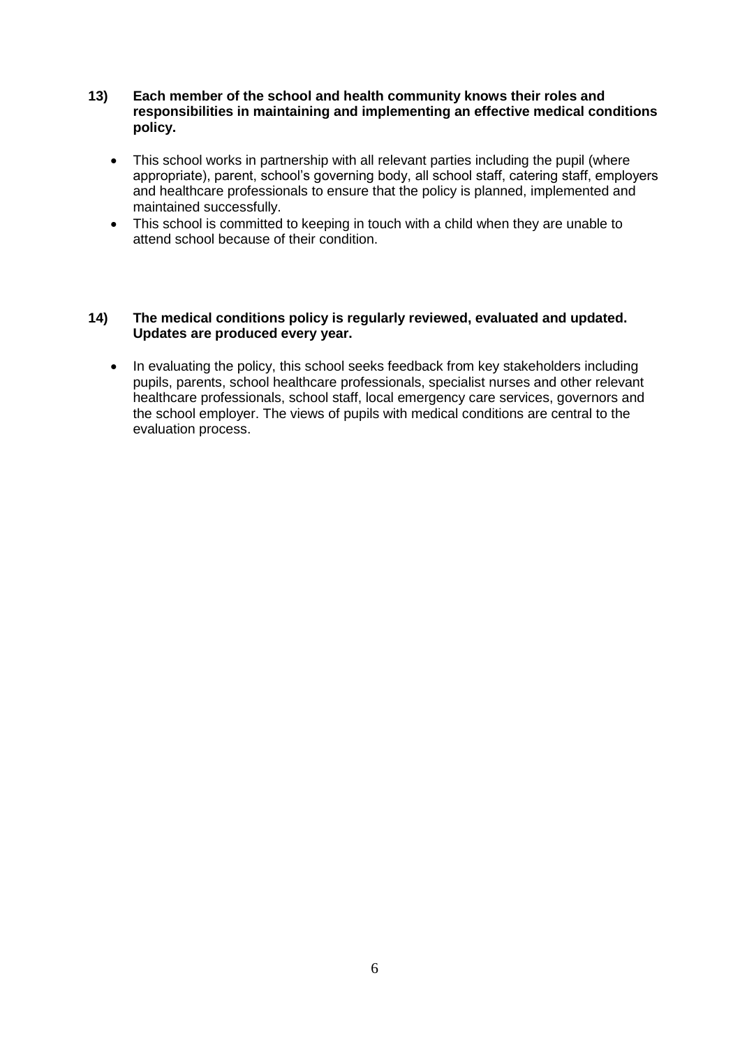**13) Each member of the school and health community knows their roles and responsibilities in maintaining and implementing an effective medical conditions policy.**

- This school works in partnership with all relevant parties including the pupil (where appropriate), parent, school's governing body, all school staff, catering staff, employers and healthcare professionals to ensure that the policy is planned, implemented and maintained successfully.
- This school is committed to keeping in touch with a child when they are unable to attend school because of their condition.

**14) The medical conditions policy is regularly reviewed, evaluated and updated. Updates are produced every year.**

- In evaluating the policy, this school seeks feedback from key stakeholders including pupils, parents, school healthcare professionals, specialist nurses and other relevant healthcare professionals, school staff, local emergency care services, governors and the school employer. The views of pupils with medical conditions are central to the evaluation process.